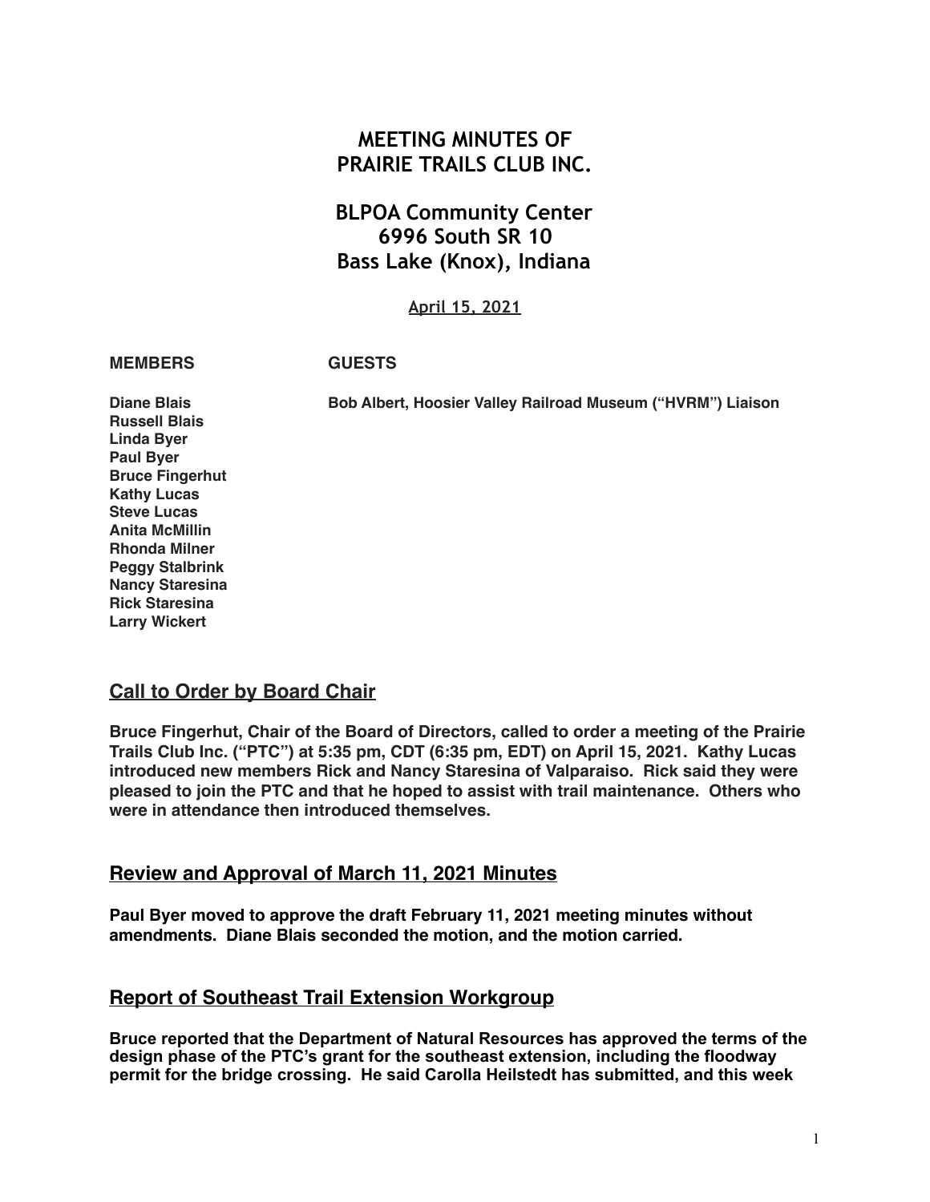# MEETING MINUTES OF PRAIRIE TRAILS CLUB INC.

## BLPOA Community Center
## 6996 South SR 10
## Bass Lake (Knox), Indiana

April 15, 2021

| MEMBERS | GUESTS |
|---|---|
| Diane Blais | Bob Albert, Hoosier Valley Railroad Museum ("HVRM") Liaison |
| Russell Blais | |
| Linda Byer | |
| Paul Byer | |
| Bruce Fingerhut | |
| Kathy Lucas | |
| Steve Lucas | |
| Anita McMillin | |
| Rhonda Milner | |
| Peggy Stalbrink | |
| Nancy Staresina | |
| Rick Staresina | |
| Larry Wickert | |

## Call to Order by Board Chair

**Bruce Fingerhut, Chair of the Board of Directors, called to order a meeting of the Prairie Trails Club Inc. ("PTC") at 5:35 pm, CDT (6:35 pm, EDT) on April 15, 2021. Kathy Lucas introduced new members Rick and Nancy Staresina of Valparaiso. Rick said they were pleased to join the PTC and that he hoped to assist with trail maintenance. Others who were in attendance then introduced themselves.**

## Review and Approval of March 11, 2021 Minutes

**Paul Byer moved to approve the draft February 11, 2021 meeting minutes without amendments. Diane Blais seconded the motion, and the motion carried.**

## Report of Southeast Trail Extension Workgroup

**Bruce reported that the Department of Natural Resources has approved the terms of the design phase of the PTC's grant for the southeast extension, including the floodway permit for the bridge crossing. He said Carolla Heilstedt has submitted, and this week**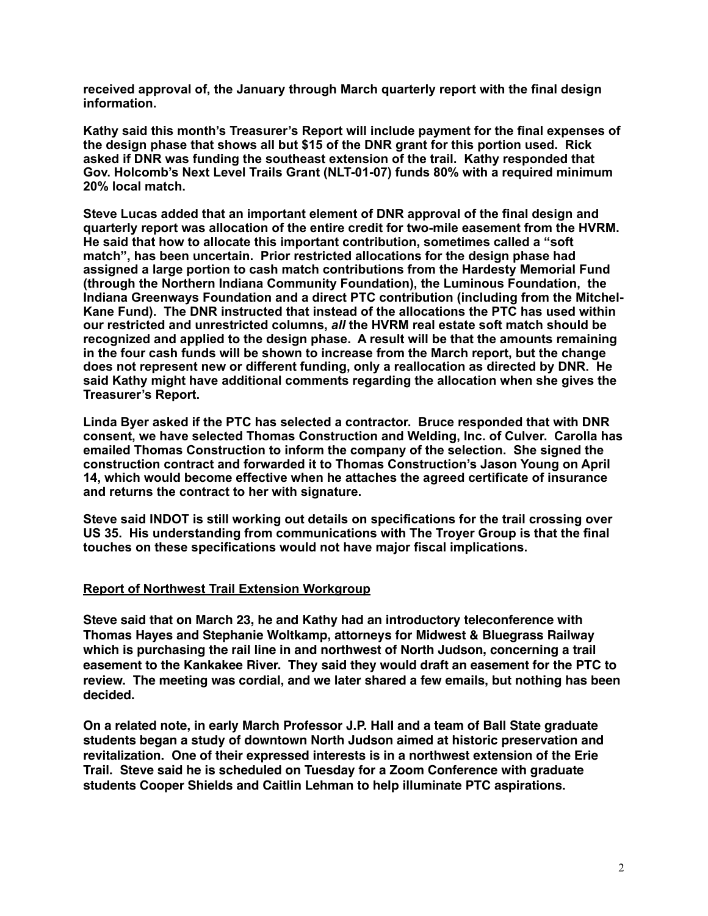**received approval of, the January through March quarterly report with the final design information.**

**Kathy said this month's Treasurer's Report will include payment for the final expenses of the design phase that shows all but $15 of the DNR grant for this portion used. Rick asked if DNR was funding the southeast extension of the trail. Kathy responded that Gov. Holcomb's Next Level Trails Grant (NLT-01-07) funds 80% with a required minimum 20% local match.**

**Steve Lucas added that an important element of DNR approval of the final design and quarterly report was allocation of the entire credit for two-mile easement from the HVRM. He said that how to allocate this important contribution, sometimes called a "soft match", has been uncertain. Prior restricted allocations for the design phase had assigned a large portion to cash match contributions from the Hardesty Memorial Fund (through the Northern Indiana Community Foundation), the Luminous Foundation, the Indiana Greenways Foundation and a direct PTC contribution (including from the Mitchel-Kane Fund). The DNR instructed that instead of the allocations the PTC has used within our restricted and unrestricted columns, *all* the HVRM real estate soft match should be recognized and applied to the design phase. A result will be that the amounts remaining in the four cash funds will be shown to increase from the March report, but the change does not represent new or different funding, only a reallocation as directed by DNR. He said Kathy might have additional comments regarding the allocation when she gives the Treasurer's Report.**

**Linda Byer asked if the PTC has selected a contractor. Bruce responded that with DNR consent, we have selected Thomas Construction and Welding, Inc. of Culver. Carolla has emailed Thomas Construction to inform the company of the selection. She signed the construction contract and forwarded it to Thomas Construction's Jason Young on April 14, which would become effective when he attaches the agreed certificate of insurance and returns the contract to her with signature.**

**Steve said INDOT is still working out details on specifications for the trail crossing over US 35. His understanding from communications with The Troyer Group is that the final touches on these specifications would not have major fiscal implications.**

## Report of Northwest Trail Extension Workgroup

**Steve said that on March 23, he and Kathy had an introductory teleconference with Thomas Hayes and Stephanie Woltkamp, attorneys for Midwest & Bluegrass Railway which is purchasing the rail line in and northwest of North Judson, concerning a trail easement to the Kankakee River. They said they would draft an easement for the PTC to review. The meeting was cordial, and we later shared a few emails, but nothing has been decided.**

**On a related note, in early March Professor J.P. Hall and a team of Ball State graduate students began a study of downtown North Judson aimed at historic preservation and revitalization. One of their expressed interests is in a northwest extension of the Erie Trail. Steve said he is scheduled on Tuesday for a Zoom Conference with graduate students Cooper Shields and Caitlin Lehman to help illuminate PTC aspirations.**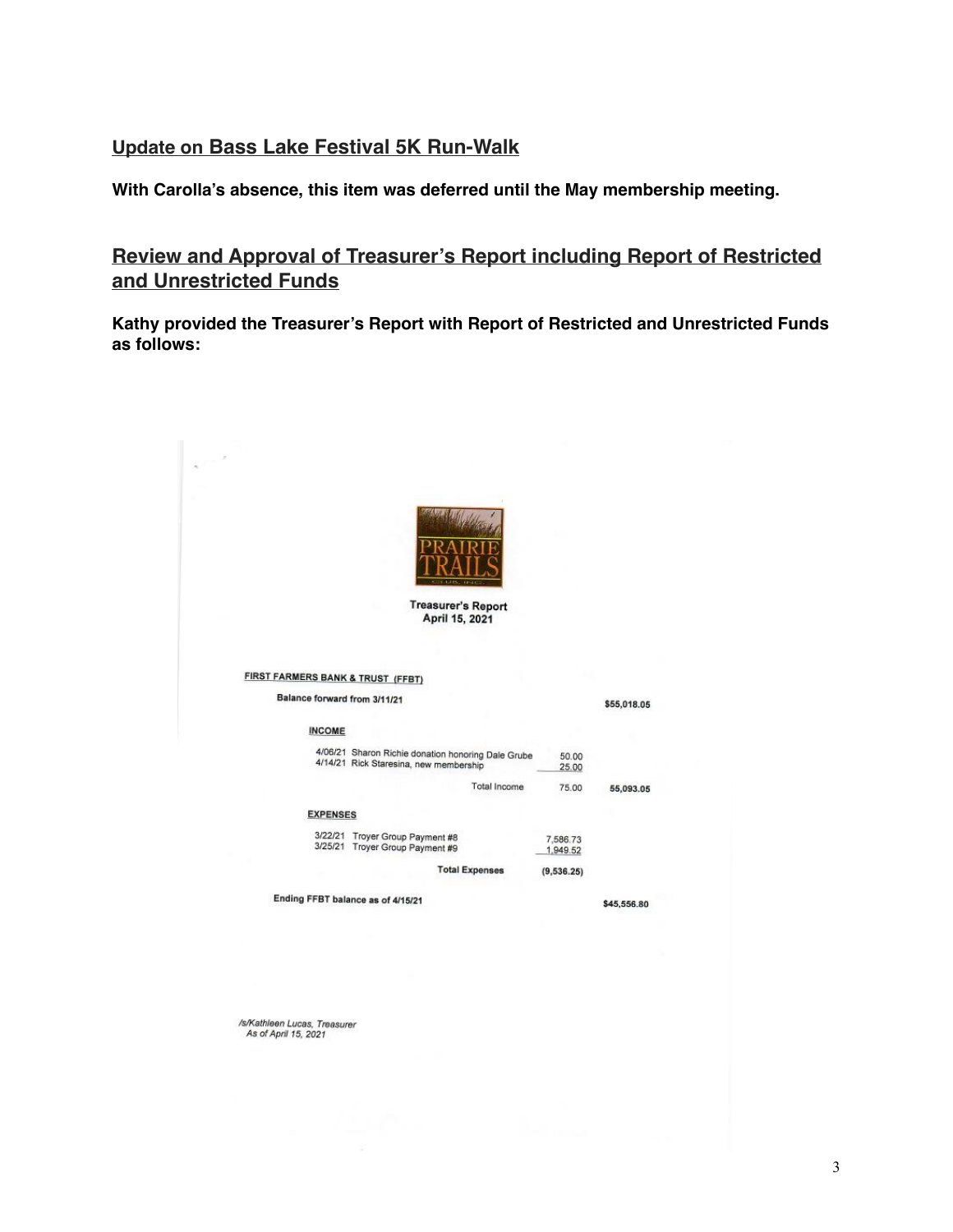## Update on Bass Lake Festival 5K Run-Walk

**With Carolla's absence, this item was deferred until the May membership meeting.**

## Review and Approval of Treasurer's Report including Report of Restricted and Unrestricted Funds

**Kathy provided the Treasurer's Report with Report of Restricted and Unrestricted Funds as follows:**

PRAIRIE TRAILS

**Treasurer's Report**
**April 15, 2021**

**FIRST FARMERS BANK & TRUST (FFBT)**

| | | |
|---|---|---|
| **Balance forward from 3/11/21** | | $55,018.05 |
| **INCOME** | | |
| 4/06/21 Sharon Richie donation honoring Dale Grube | 50.00 | |
| 4/14/21 Rick Staresina, new membership | 25.00 | |
| Total Income | 75.00 | 55,093.05 |
| **EXPENSES** | | |
| 3/22/21 Troyer Group Payment #8 | 7,586.73 | |
| 3/25/21 Troyer Group Payment #9 | 1,949.52 | |
| **Total Expenses** | (9,536.25) | |
| **Ending FFBT balance as of 4/15/21** | | $45,556.80 |

*/s/Kathleen Lucas, Treasurer*
*As of April 15, 2021*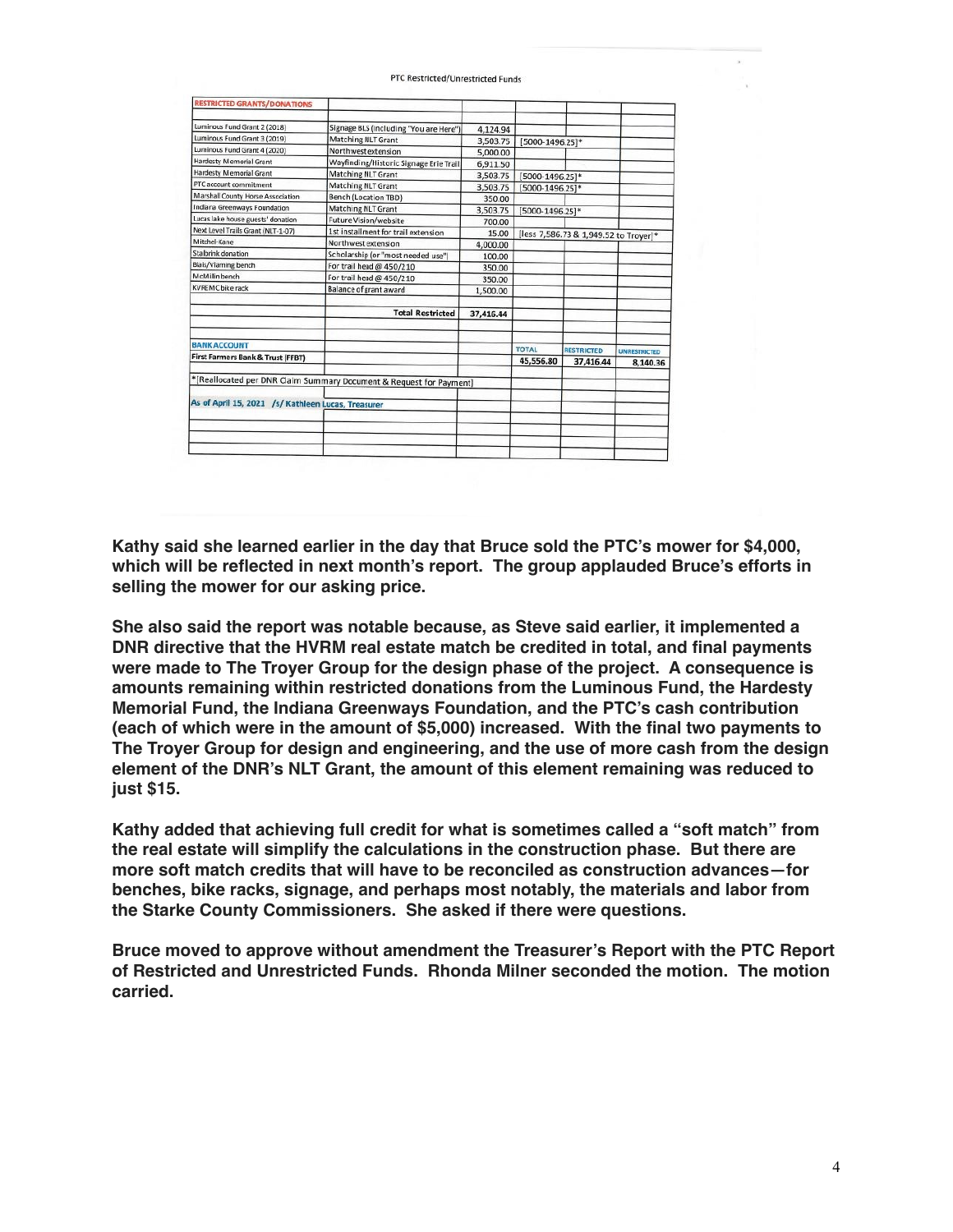PTC Restricted/Unrestricted Funds

| RESTRICTED GRANTS/DONATIONS | | | | | |
|---|---|---|---|---|---|
| Luminous Fund Grant 2 (2018) | Signage BLS (including "You are Here") | 4,124.94 | | | |
| Luminous Fund Grant 3 (2019) | Matching NLT Grant | 3,503.75 | [5000-1496.25]* | | |
| Luminous Fund Grant 4 (2020) | Northwest extension | 5,000.00 | | | |
| Hardesty Memorial Grant | Wayfinding/Historic Signage Erie Trail | 6,911.50 | | | |
| Hardesty Memorial Grant | Matching NLT Grant | 3,503.75 | [5000-1496.25]* | | |
| PTC account commitment | Matching NLT Grant | 3,503.75 | [5000-1496.25]* | | |
| Marshall County Horse Association | Bench (Location TBD) | 350.00 | | | |
| Indiana Greenways Foundation | Matching NLT Grant | 3,503.75 | [5000-1496.25]* | | |
| Lucas lake house guests' donation | Future Vision/website | 700.00 | | | |
| Next Level Trails Grant (NLT-1-07) | 1st installment for trail extension | 15.00 | [less 7,586.73 & 1,949.52 to Troyer]* | | |
| Mitchel-Kane | Northwest extension | 4,000.00 | | | |
| Stalbrink donation | Scholarship (or "most needed use") | 100.00 | | | |
| Blais/Vlaming bench | For trail head @ 450/210 | 350.00 | | | |
| McMillin bench | For trail head @ 450/210 | 350.00 | | | |
| KVREMC bike rack | Balance of grant award | 1,500.00 | | | |
| | **Total Restricted** | **37,416.44** | | | |
| **BANK ACCOUNT** | | | TOTAL | RESTRICTED | UNRESTRICTED |
| First Farmers Bank & Trust (FFBT) | | | 45,556.80 | 37,416.44 | 8,140.36 |

*[Reallocated per DNR Claim Summary Document & Request for Payment]

As of April 15, 2021 /s/ Kathleen Lucas, Treasurer

**Kathy said she learned earlier in the day that Bruce sold the PTC's mower for $4,000, which will be reflected in next month's report. The group applauded Bruce's efforts in selling the mower for our asking price.**

**She also said the report was notable because, as Steve said earlier, it implemented a DNR directive that the HVRM real estate match be credited in total, and final payments were made to The Troyer Group for the design phase of the project. A consequence is amounts remaining within restricted donations from the Luminous Fund, the Hardesty Memorial Fund, the Indiana Greenways Foundation, and the PTC's cash contribution (each of which were in the amount of $5,000) increased. With the final two payments to The Troyer Group for design and engineering, and the use of more cash from the design element of the DNR's NLT Grant, the amount of this element remaining was reduced to just $15.**

**Kathy added that achieving full credit for what is sometimes called a "soft match" from the real estate will simplify the calculations in the construction phase. But there are more soft match credits that will have to be reconciled as construction advances—for benches, bike racks, signage, and perhaps most notably, the materials and labor from the Starke County Commissioners. She asked if there were questions.**

**Bruce moved to approve without amendment the Treasurer's Report with the PTC Report of Restricted and Unrestricted Funds. Rhonda Milner seconded the motion. The motion carried.**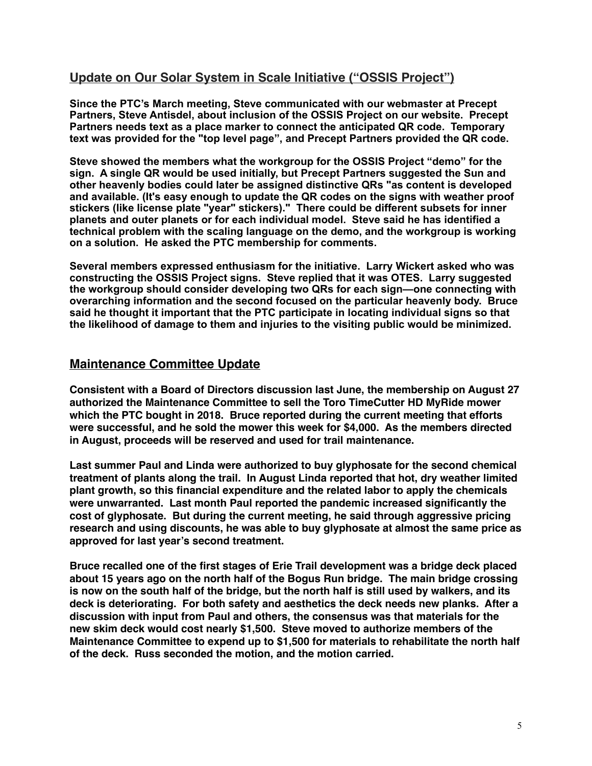## Update on Our Solar System in Scale Initiative ("OSSIS Project")

**Since the PTC's March meeting, Steve communicated with our webmaster at Precept Partners, Steve Antisdel, about inclusion of the OSSIS Project on our website. Precept Partners needs text as a place marker to connect the anticipated QR code. Temporary text was provided for the "top level page", and Precept Partners provided the QR code.**

**Steve showed the members what the workgroup for the OSSIS Project "demo" for the sign. A single QR would be used initially, but Precept Partners suggested the Sun and other heavenly bodies could later be assigned distinctive QRs "as content is developed and available. (It's easy enough to update the QR codes on the signs with weather proof stickers (like license plate "year" stickers)." There could be different subsets for inner planets and outer planets or for each individual model. Steve said he has identified a technical problem with the scaling language on the demo, and the workgroup is working on a solution. He asked the PTC membership for comments.**

**Several members expressed enthusiasm for the initiative. Larry Wickert asked who was constructing the OSSIS Project signs. Steve replied that it was OTES. Larry suggested the workgroup should consider developing two QRs for each sign—one connecting with overarching information and the second focused on the particular heavenly body. Bruce said he thought it important that the PTC participate in locating individual signs so that the likelihood of damage to them and injuries to the visiting public would be minimized.**

## Maintenance Committee Update

**Consistent with a Board of Directors discussion last June, the membership on August 27 authorized the Maintenance Committee to sell the Toro TimeCutter HD MyRide mower which the PTC bought in 2018. Bruce reported during the current meeting that efforts were successful, and he sold the mower this week for $4,000. As the members directed in August, proceeds will be reserved and used for trail maintenance.**

**Last summer Paul and Linda were authorized to buy glyphosate for the second chemical treatment of plants along the trail. In August Linda reported that hot, dry weather limited plant growth, so this financial expenditure and the related labor to apply the chemicals were unwarranted. Last month Paul reported the pandemic increased significantly the cost of glyphosate. But during the current meeting, he said through aggressive pricing research and using discounts, he was able to buy glyphosate at almost the same price as approved for last year's second treatment.**

**Bruce recalled one of the first stages of Erie Trail development was a bridge deck placed about 15 years ago on the north half of the Bogus Run bridge. The main bridge crossing is now on the south half of the bridge, but the north half is still used by walkers, and its deck is deteriorating. For both safety and aesthetics the deck needs new planks. After a discussion with input from Paul and others, the consensus was that materials for the new skim deck would cost nearly $1,500. Steve moved to authorize members of the Maintenance Committee to expend up to $1,500 for materials to rehabilitate the north half of the deck. Russ seconded the motion, and the motion carried.**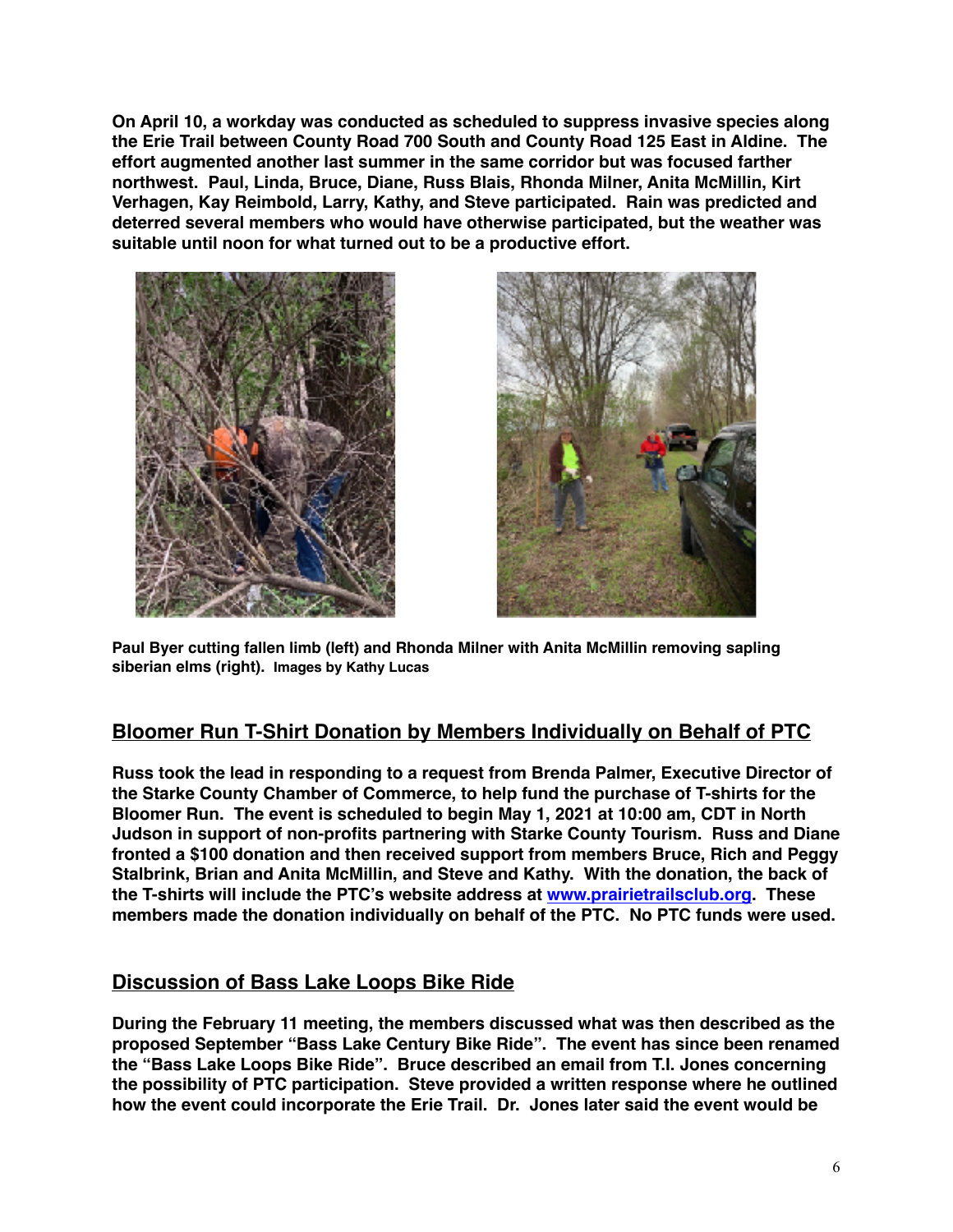**On April 10, a workday was conducted as scheduled to suppress invasive species along the Erie Trail between County Road 700 South and County Road 125 East in Aldine. The effort augmented another last summer in the same corridor but was focused farther northwest. Paul, Linda, Bruce, Diane, Russ Blais, Rhonda Milner, Anita McMillin, Kirt Verhagen, Kay Reimbold, Larry, Kathy, and Steve participated. Rain was predicted and deterred several members who would have otherwise participated, but the weather was suitable until noon for what turned out to be a productive effort.**

**Paul Byer cutting fallen limb (left) and Rhonda Milner with Anita McMillin removing sapling siberian elms (right). Images by Kathy Lucas**

## Bloomer Run T-Shirt Donation by Members Individually on Behalf of PTC

**Russ took the lead in responding to a request from Brenda Palmer, Executive Director of the Starke County Chamber of Commerce, to help fund the purchase of T-shirts for the Bloomer Run. The event is scheduled to begin May 1, 2021 at 10:00 am, CDT in North Judson in support of non-profits partnering with Starke County Tourism. Russ and Diane fronted a $100 donation and then received support from members Bruce, Rich and Peggy Stalbrink, Brian and Anita McMillin, and Steve and Kathy. With the donation, the back of the T-shirts will include the PTC's website address at [www.prairietrailsclub.org](http://www.prairietrailsclub.org). These members made the donation individually on behalf of the PTC. No PTC funds were used.**

## Discussion of Bass Lake Loops Bike Ride

**During the February 11 meeting, the members discussed what was then described as the proposed September "Bass Lake Century Bike Ride". The event has since been renamed the "Bass Lake Loops Bike Ride". Bruce described an email from T.I. Jones concerning the possibility of PTC participation. Steve provided a written response where he outlined how the event could incorporate the Erie Trail. Dr. Jones later said the event would be**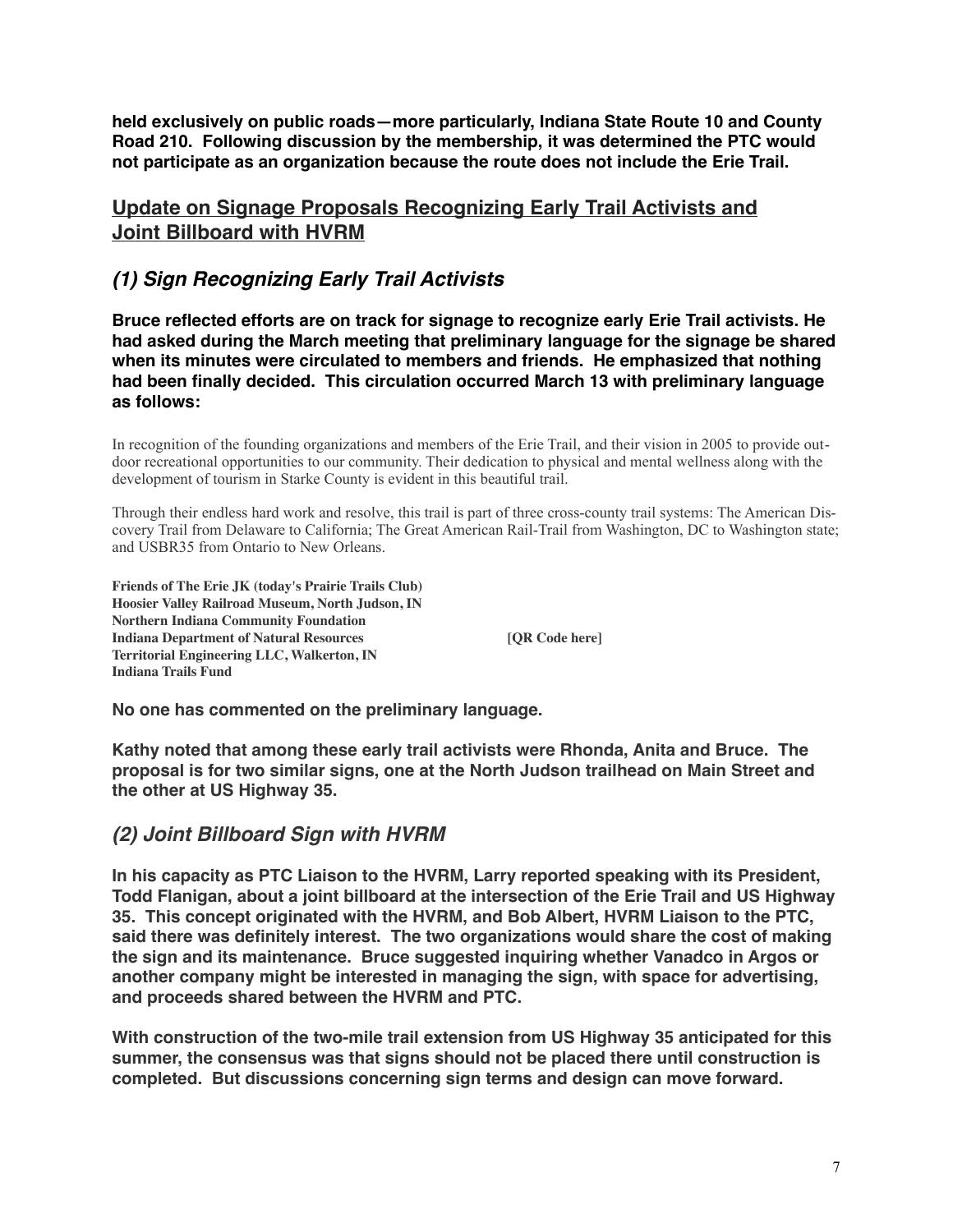**held exclusively on public roads—more particularly, Indiana State Route 10 and County Road 210. Following discussion by the membership, it was determined the PTC would not participate as an organization because the route does not include the Erie Trail.**

## Update on Signage Proposals Recognizing Early Trail Activists and Joint Billboard with HVRM

### *(1) Sign Recognizing Early Trail Activists*

**Bruce reflected efforts are on track for signage to recognize early Erie Trail activists. He had asked during the March meeting that preliminary language for the signage be shared when its minutes were circulated to members and friends. He emphasized that nothing had been finally decided. This circulation occurred March 13 with preliminary language as follows:**

In recognition of the founding organizations and members of the Erie Trail, and their vision in 2005 to provide outdoor recreational opportunities to our community. Their dedication to physical and mental wellness along with the development of tourism in Starke County is evident in this beautiful trail.

Through their endless hard work and resolve, this trail is part of three cross-county trail systems: The American Discovery Trail from Delaware to California; The Great American Rail-Trail from Washington, DC to Washington state; and USBR35 from Ontario to New Orleans.

**Friends of The Erie JK (today's Prairie Trails Club)**
**Hoosier Valley Railroad Museum, North Judson, IN**
**Northern Indiana Community Foundation**
**Indiana Department of Natural Resources** **[QR Code here]**
**Territorial Engineering LLC, Walkerton, IN**
**Indiana Trails Fund**

**No one has commented on the preliminary language.**

**Kathy noted that among these early trail activists were Rhonda, Anita and Bruce. The proposal is for two similar signs, one at the North Judson trailhead on Main Street and the other at US Highway 35.**

### *(2) Joint Billboard Sign with HVRM*

**In his capacity as PTC Liaison to the HVRM, Larry reported speaking with its President, Todd Flanigan, about a joint billboard at the intersection of the Erie Trail and US Highway 35. This concept originated with the HVRM, and Bob Albert, HVRM Liaison to the PTC, said there was definitely interest. The two organizations would share the cost of making the sign and its maintenance. Bruce suggested inquiring whether Vanadco in Argos or another company might be interested in managing the sign, with space for advertising, and proceeds shared between the HVRM and PTC.**

**With construction of the two-mile trail extension from US Highway 35 anticipated for this summer, the consensus was that signs should not be placed there until construction is completed. But discussions concerning sign terms and design can move forward.**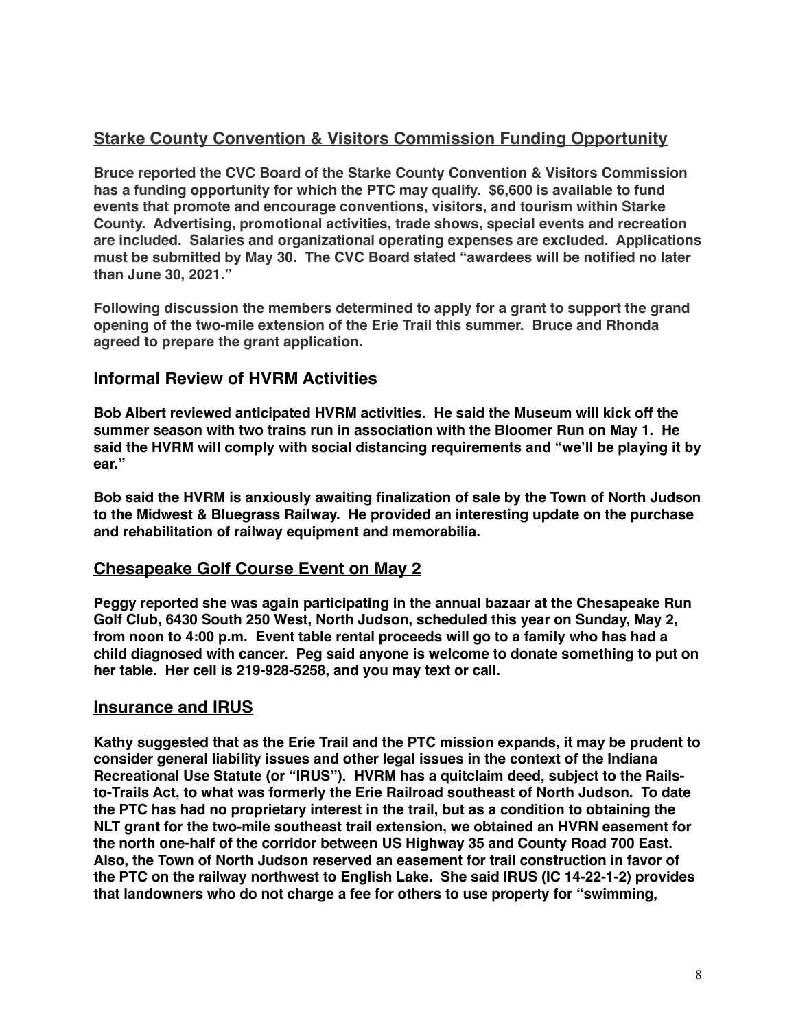## Starke County Convention & Visitors Commission Funding Opportunity

**Bruce reported the CVC Board of the Starke County Convention & Visitors Commission has a funding opportunity for which the PTC may qualify. $6,600 is available to fund events that promote and encourage conventions, visitors, and tourism within Starke County. Advertising, promotional activities, trade shows, special events and recreation are included. Salaries and organizational operating expenses are excluded. Applications must be submitted by May 30. The CVC Board stated "awardees will be notified no later than June 30, 2021."**

**Following discussion the members determined to apply for a grant to support the grand opening of the two-mile extension of the Erie Trail this summer. Bruce and Rhonda agreed to prepare the grant application.**

## Informal Review of HVRM Activities

**Bob Albert reviewed anticipated HVRM activities. He said the Museum will kick off the summer season with two trains run in association with the Bloomer Run on May 1. He said the HVRM will comply with social distancing requirements and "we'll be playing it by ear."**

**Bob said the HVRM is anxiously awaiting finalization of sale by the Town of North Judson to the Midwest & Bluegrass Railway. He provided an interesting update on the purchase and rehabilitation of railway equipment and memorabilia.**

## Chesapeake Golf Course Event on May 2

**Peggy reported she was again participating in the annual bazaar at the Chesapeake Run Golf Club, 6430 South 250 West, North Judson, scheduled this year on Sunday, May 2, from noon to 4:00 p.m. Event table rental proceeds will go to a family who has had a child diagnosed with cancer. Peg said anyone is welcome to donate something to put on her table. Her cell is 219-928-5258, and you may text or call.**

## Insurance and IRUS

**Kathy suggested that as the Erie Trail and the PTC mission expands, it may be prudent to consider general liability issues and other legal issues in the context of the Indiana Recreational Use Statute (or "IRUS"). HVRM has a quitclaim deed, subject to the Rails-to-Trails Act, to what was formerly the Erie Railroad southeast of North Judson. To date the PTC has had no proprietary interest in the trail, but as a condition to obtaining the NLT grant for the two-mile southeast trail extension, we obtained an HVRN easement for the north one-half of the corridor between US Highway 35 and County Road 700 East. Also, the Town of North Judson reserved an easement for trail construction in favor of the PTC on the railway northwest to English Lake. She said IRUS (IC 14-22-1-2) provides that landowners who do not charge a fee for others to use property for "swimming,**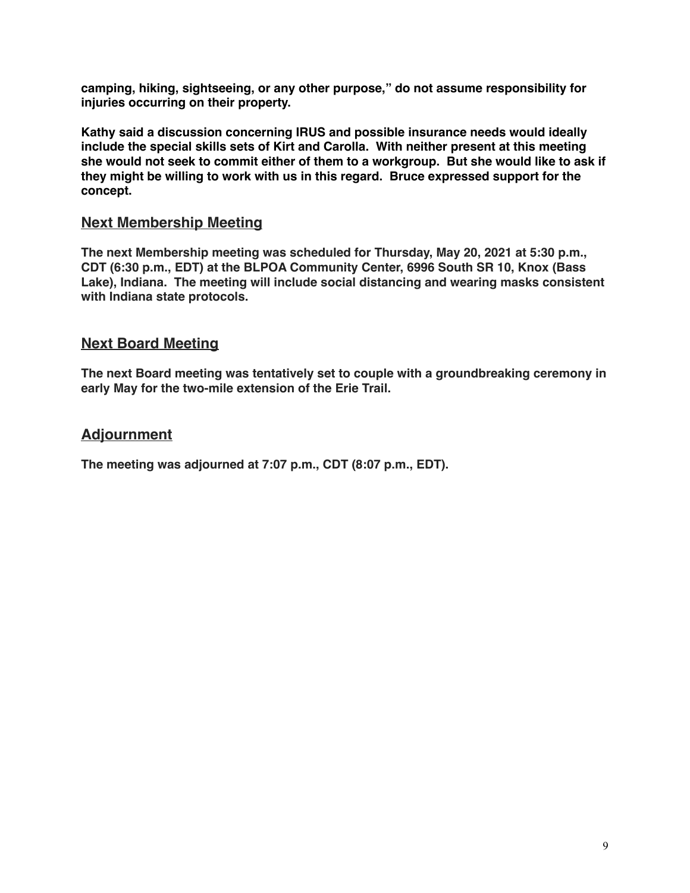**camping, hiking, sightseeing, or any other purpose," do not assume responsibility for injuries occurring on their property.**

**Kathy said a discussion concerning IRUS and possible insurance needs would ideally include the special skills sets of Kirt and Carolla. With neither present at this meeting she would not seek to commit either of them to a workgroup. But she would like to ask if they might be willing to work with us in this regard. Bruce expressed support for the concept.**

## Next Membership Meeting

**The next Membership meeting was scheduled for Thursday, May 20, 2021 at 5:30 p.m., CDT (6:30 p.m., EDT) at the BLPOA Community Center, 6996 South SR 10, Knox (Bass Lake), Indiana. The meeting will include social distancing and wearing masks consistent with Indiana state protocols.**

## Next Board Meeting

**The next Board meeting was tentatively set to couple with a groundbreaking ceremony in early May for the two-mile extension of the Erie Trail.**

## Adjournment

**The meeting was adjourned at 7:07 p.m., CDT (8:07 p.m., EDT).**